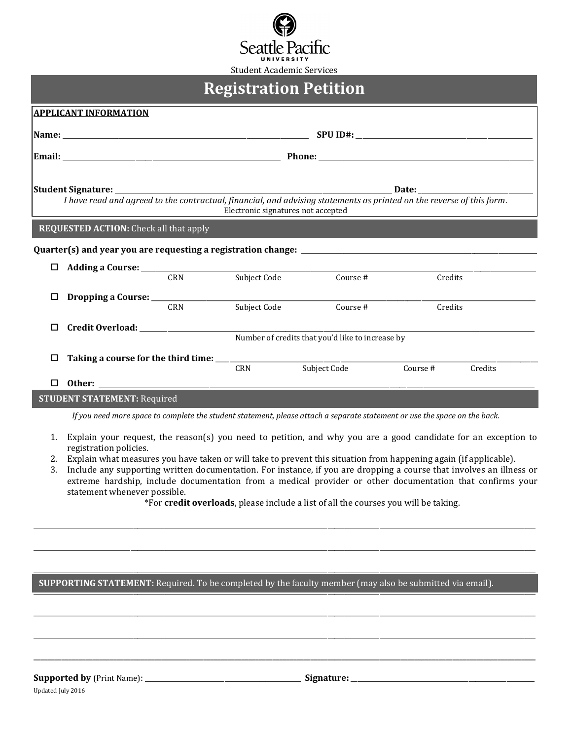Seattle Pacific University

Student Academic Services

# Registration Petition

**APPLICANT INFORMATION**

**Name:** ______________________________ **SPU ID#:** ______________________________

**Email:** ______________________________ **Phone:** ______________________________

**Student Signature:** ______________________________ **Date:** ______________

*I have read and agreed to the contractual, financial, and advising statements as printed on the reverse of this form.*

Electronic signatures not accepted

## REQUESTED ACTION: Check all that apply

**Quarter(s) and year you are requesting a registration change:** ______________________________

- ☐ **Adding a Course:** ______________________________
  CRN | Subject Code | Course # | Credits

- ☐ **Dropping a Course:** ______________________________
  CRN | Subject Code | Course # | Credits

- ☐ **Credit Overload:** ______________________________
  Number of credits that you'd like to increase by

- ☐ **Taking a course for the third time:** ______________________________
  CRN | Subject Code | Course # | Credits

- ☐ **Other:** ______________________________

## STUDENT STATEMENT: Required

*If you need more space to complete the student statement, please attach a separate statement or use the space on the back.*

1. Explain your request, the reason(s) you need to petition, and why you are a good candidate for an exception to registration policies.
2. Explain what measures you have taken or will take to prevent this situation from happening again (if applicable).
3. Include any supporting written documentation. For instance, if you are dropping a course that involves an illness or extreme hardship, include documentation from a medical provider or other documentation that confirms your statement whenever possible.

*For **credit overloads**, please include a list of all the courses you will be taking.

______________________________________________________________________

______________________________________________________________________

______________________________________________________________________

## SUPPORTING STATEMENT: Required. To be completed by the faculty member (may also be submitted via email).

______________________________________________________________________

______________________________________________________________________

______________________________________________________________________

______________________________________________________________________

**Supported by** (Print Name): ______________________________ **Signature:** ______________________________

Updated July 2016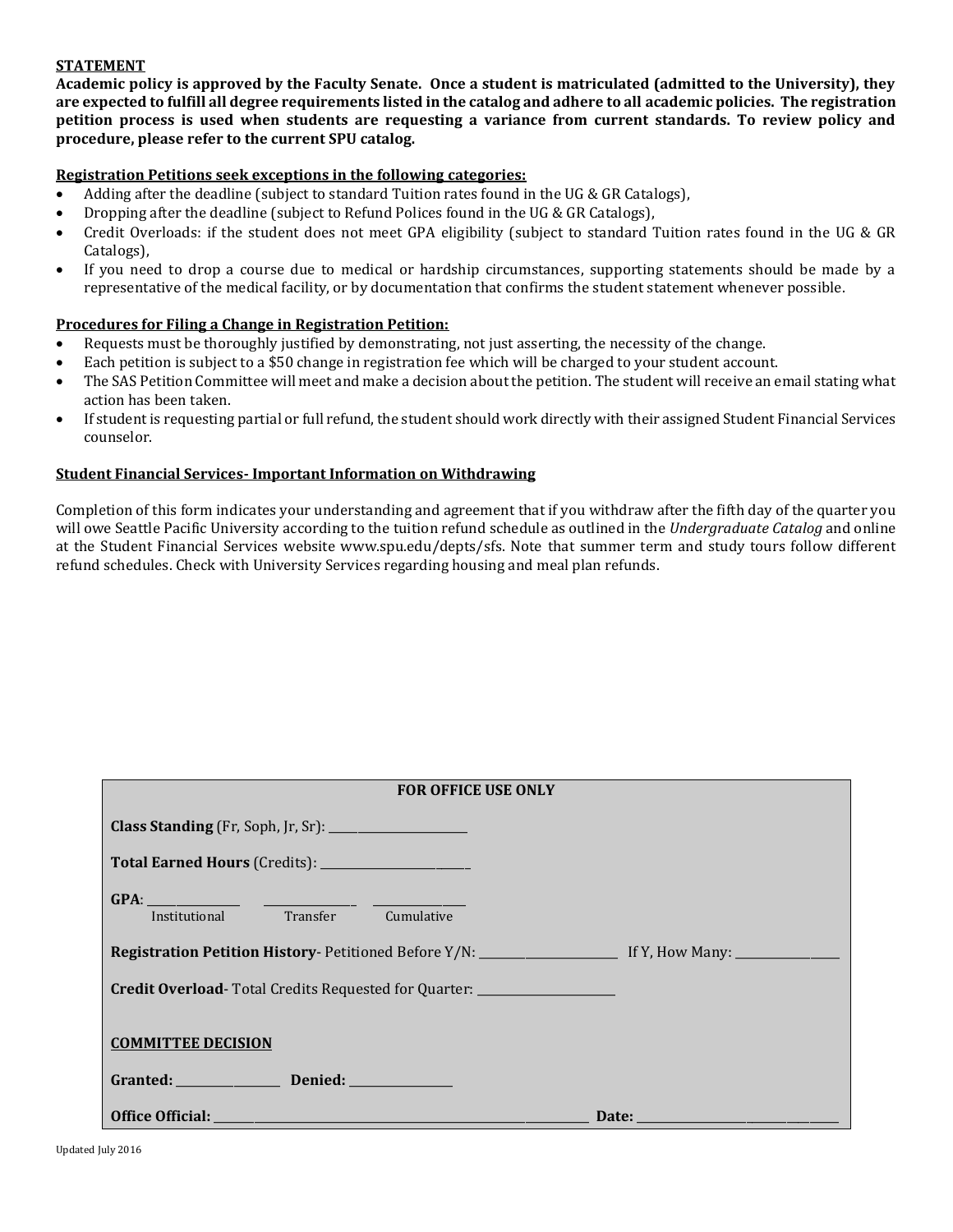**STATEMENT**

**Academic policy is approved by the Faculty Senate. Once a student is matriculated (admitted to the University), they are expected to fulfill all degree requirements listed in the catalog and adhere to all academic policies. The registration petition process is used when students are requesting a variance from current standards. To review policy and procedure, please refer to the current SPU catalog.**

**Registration Petitions seek exceptions in the following categories:**

- Adding after the deadline (subject to standard Tuition rates found in the UG & GR Catalogs),
- Dropping after the deadline (subject to Refund Polices found in the UG & GR Catalogs),
- Credit Overloads: if the student does not meet GPA eligibility (subject to standard Tuition rates found in the UG & GR Catalogs),
- If you need to drop a course due to medical or hardship circumstances, supporting statements should be made by a representative of the medical facility, or by documentation that confirms the student statement whenever possible.

**Procedures for Filing a Change in Registration Petition:**

- Requests must be thoroughly justified by demonstrating, not just asserting, the necessity of the change.
- Each petition is subject to a $50 change in registration fee which will be charged to your student account.
- The SAS Petition Committee will meet and make a decision about the petition. The student will receive an email stating what action has been taken.
- If student is requesting partial or full refund, the student should work directly with their assigned Student Financial Services counselor.

**Student Financial Services- Important Information on Withdrawing**

Completion of this form indicates your understanding and agreement that if you withdraw after the fifth day of the quarter you will owe Seattle Pacific University according to the tuition refund schedule as outlined in the *Undergraduate Catalog* and online at the Student Financial Services website www.spu.edu/depts/sfs. Note that summer term and study tours follow different refund schedules. Check with University Services regarding housing and meal plan refunds.

**FOR OFFICE USE ONLY**

**Class Standing** (Fr, Soph, Jr, Sr): ______________________

**Total Earned Hours** (Credits): ______________________

**GPA**: ______________ ______________ ______________
Institutional Transfer Cumulative

**Registration Petition History**- Petitioned Before Y/N: ______________________ If Y, How Many: ______________

**Credit Overload**- Total Credits Requested for Quarter: ____________________

**COMMITTEE DECISION**

**Granted:** ______________ **Denied:** ______________

**Office Official:** ______________________________________________ **Date:** ______________________

Updated July 2016